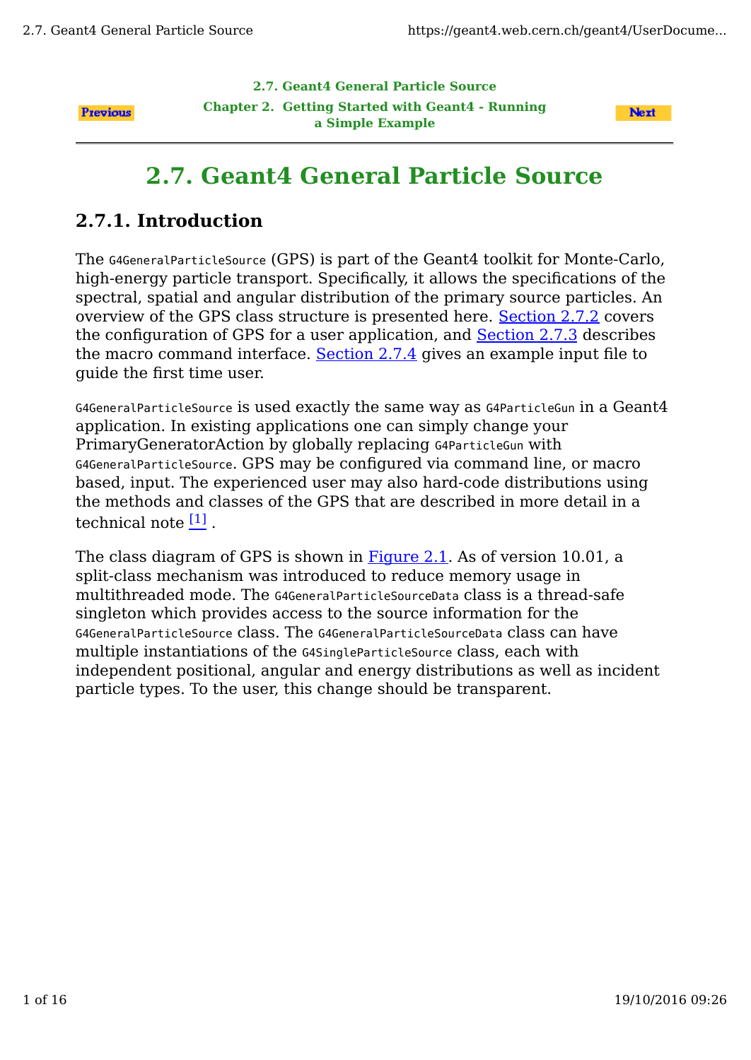# 2.7. Geant4 General Particle Source

## 2.7.1. Introduction

The `G4GeneralParticleSource` (GPS) is part of the Geant4 toolkit for Monte-Carlo, high-energy particle transport. Specifically, it allows the specifications of the spectral, spatial and angular distribution of the primary source particles. An overview of the GPS class structure is presented here. Section 2.7.2 covers the configuration of GPS for a user application, and Section 2.7.3 describes the macro command interface. Section 2.7.4 gives an example input file to guide the first time user.

`G4GeneralParticleSource` is used exactly the same way as `G4ParticleGun` in a Geant4 application. In existing applications one can simply change your PrimaryGeneratorAction by globally replacing `G4ParticleGun` with `G4GeneralParticleSource`. GPS may be configured via command line, or macro based, input. The experienced user may also hard-code distributions using the methods and classes of the GPS that are described in more detail in a technical note [1] .

The class diagram of GPS is shown in Figure 2.1. As of version 10.01, a split-class mechanism was introduced to reduce memory usage in multithreaded mode. The `G4GeneralParticleSourceData` class is a thread-safe singleton which provides access to the source information for the `G4GeneralParticleSource` class. The `G4GeneralParticleSourceData` class can have multiple instantiations of the `G4SingleParticleSource` class, each with independent positional, angular and energy distributions as well as incident particle types. To the user, this change should be transparent.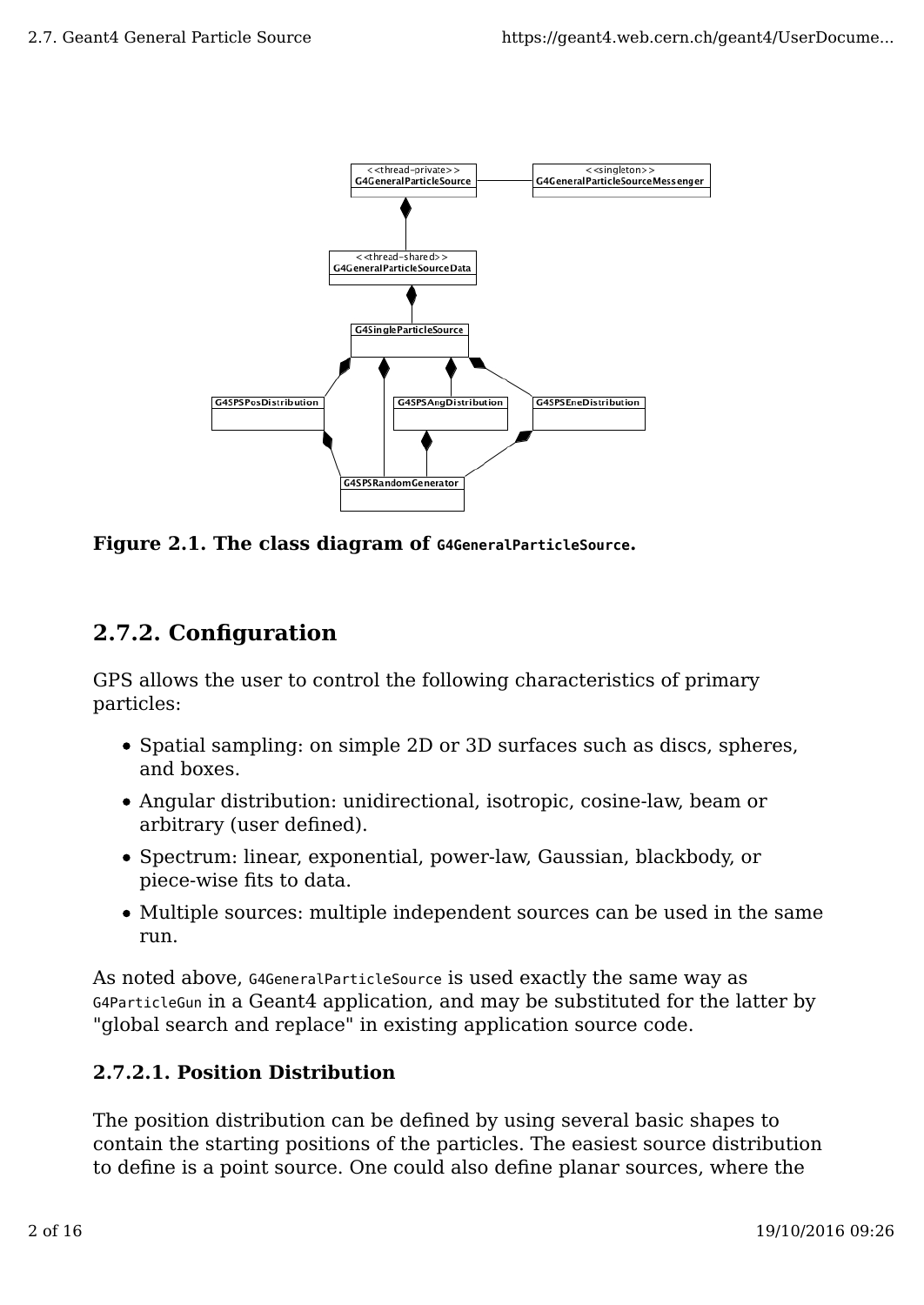**Figure 2.1. The class diagram of `G4GeneralParticleSource`.**

## 2.7.2. Configuration

GPS allows the user to control the following characteristics of primary particles:

- Spatial sampling: on simple 2D or 3D surfaces such as discs, spheres, and boxes.
- Angular distribution: unidirectional, isotropic, cosine-law, beam or arbitrary (user defined).
- Spectrum: linear, exponential, power-law, Gaussian, blackbody, or piece-wise fits to data.
- Multiple sources: multiple independent sources can be used in the same run.

As noted above, `G4GeneralParticleSource` is used exactly the same way as `G4ParticleGun` in a Geant4 application, and may be substituted for the latter by "global search and replace" in existing application source code.

### 2.7.2.1. Position Distribution

The position distribution can be defined by using several basic shapes to contain the starting positions of the particles. The easiest source distribution to define is a point source. One could also define planar sources, where the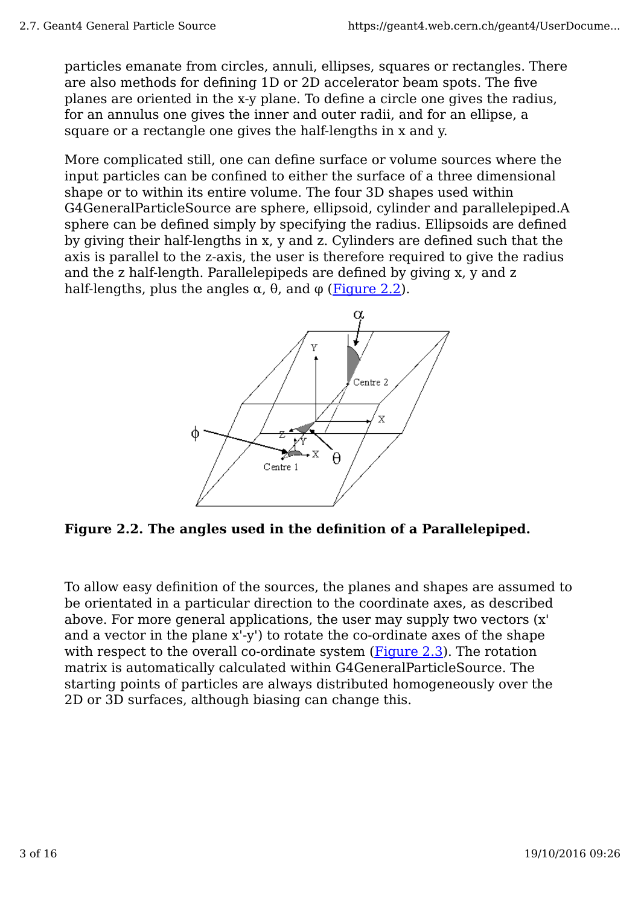particles emanate from circles, annuli, ellipses, squares or rectangles. There are also methods for defining 1D or 2D accelerator beam spots. The five planes are oriented in the x-y plane. To define a circle one gives the radius, for an annulus one gives the inner and outer radii, and for an ellipse, a square or a rectangle one gives the half-lengths in x and y.

More complicated still, one can define surface or volume sources where the input particles can be confined to either the surface of a three dimensional shape or to within its entire volume. The four 3D shapes used within G4GeneralParticleSource are sphere, ellipsoid, cylinder and parallelepiped.A sphere can be defined simply by specifying the radius. Ellipsoids are defined by giving their half-lengths in x, y and z. Cylinders are defined such that the axis is parallel to the z-axis, the user is therefore required to give the radius and the z half-length. Parallelepipeds are defined by giving x, y and z half-lengths, plus the angles $\alpha$, $\theta$, and $\varphi$ (Figure 2.2).

**Figure 2.2. The angles used in the definition of a Parallelepiped.**

To allow easy definition of the sources, the planes and shapes are assumed to be orientated in a particular direction to the coordinate axes, as described above. For more general applications, the user may supply two vectors (x' and a vector in the plane x'-y') to rotate the co-ordinate axes of the shape with respect to the overall co-ordinate system (Figure 2.3). The rotation matrix is automatically calculated within G4GeneralParticleSource. The starting points of particles are always distributed homogeneously over the 2D or 3D surfaces, although biasing can change this.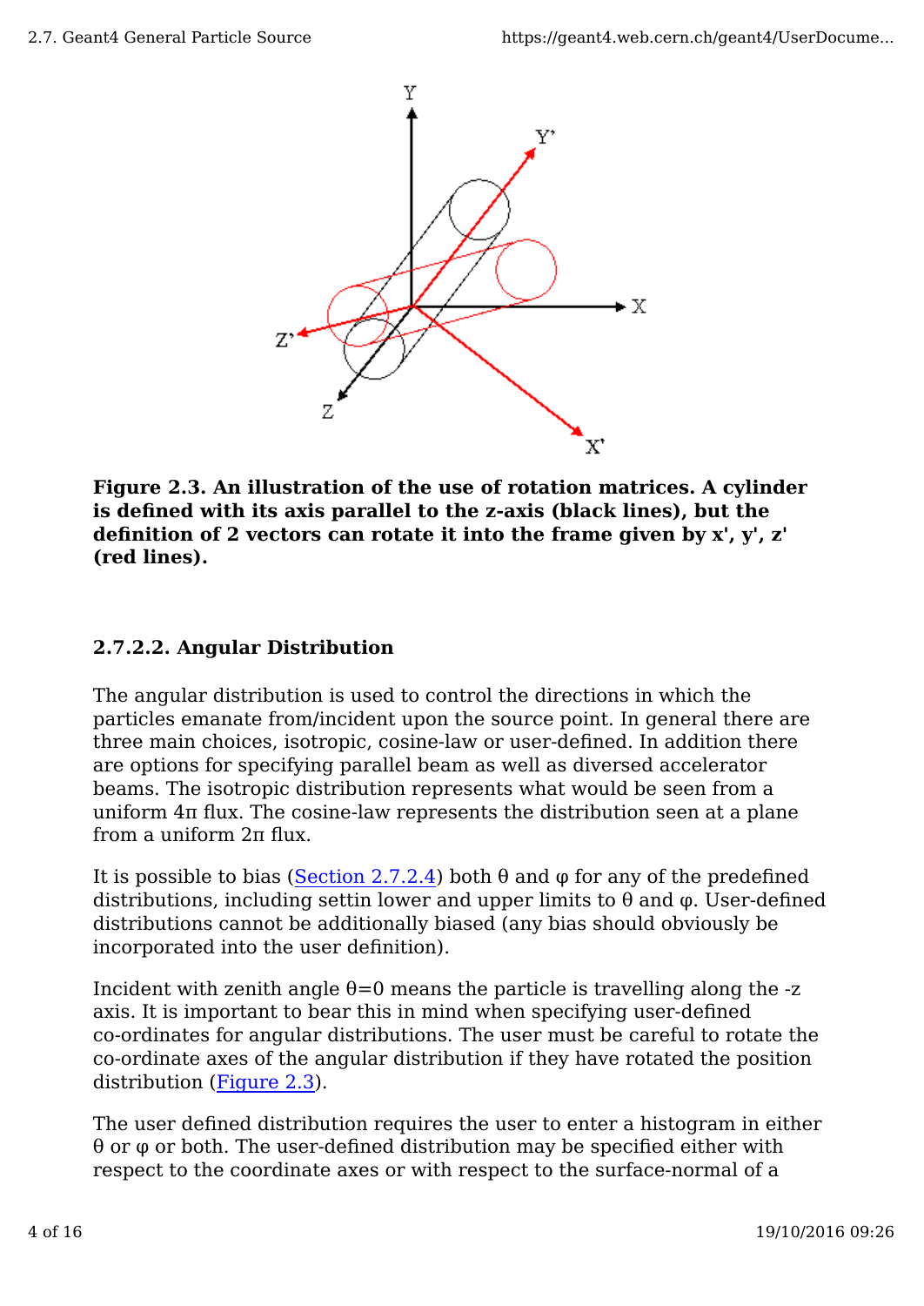**Figure 2.3. An illustration of the use of rotation matrices. A cylinder is defined with its axis parallel to the z-axis (black lines), but the definition of 2 vectors can rotate it into the frame given by x', y', z' (red lines).**

### 2.7.2.2. Angular Distribution

The angular distribution is used to control the directions in which the particles emanate from/incident upon the source point. In general there are three main choices, isotropic, cosine-law or user-defined. In addition there are options for specifying parallel beam as well as diversed accelerator beams. The isotropic distribution represents what would be seen from a uniform $4\pi$ flux. The cosine-law represents the distribution seen at a plane from a uniform $2\pi$ flux.

It is possible to bias (Section 2.7.2.4) both $\theta$ and $\varphi$ for any of the predefined distributions, including settin lower and upper limits to $\theta$ and $\varphi$. User-defined distributions cannot be additionally biased (any bias should obviously be incorporated into the user definition).

Incident with zenith angle $\theta=0$ means the particle is travelling along the -z axis. It is important to bear this in mind when specifying user-defined co-ordinates for angular distributions. The user must be careful to rotate the co-ordinate axes of the angular distribution if they have rotated the position distribution (Figure 2.3).

The user defined distribution requires the user to enter a histogram in either $\theta$ or $\varphi$ or both. The user-defined distribution may be specified either with respect to the coordinate axes or with respect to the surface-normal of a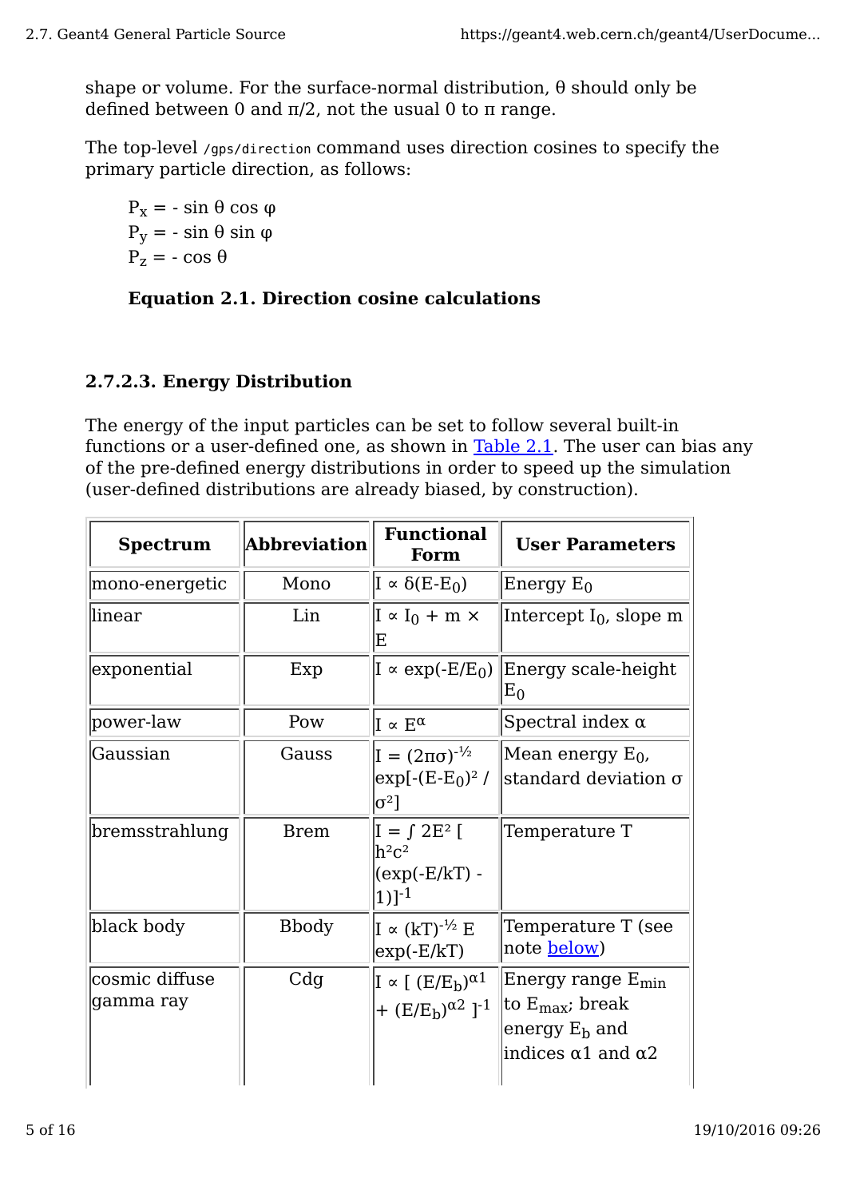shape or volume. For the surface-normal distribution, θ should only be defined between 0 and π/2, not the usual 0 to π range.

The top-level `/gps/direction` command uses direction cosines to specify the primary particle direction, as follows:

$$P_x = -\sin\theta\cos\varphi$$
$$P_y = -\sin\theta\sin\varphi$$
$$P_z = -\cos\theta$$

**Equation 2.1. Direction cosine calculations**

### 2.7.2.3. Energy Distribution

The energy of the input particles can be set to follow several built-in functions or a user-defined one, as shown in Table 2.1. The user can bias any of the pre-defined energy distributions in order to speed up the simulation (user-defined distributions are already biased, by construction).

| Spectrum | Abbreviation | Functional Form | User Parameters |
|---|---|---|---|
| mono-energetic | Mono | $I \propto \delta(E-E_0)$ | Energy $E_0$ |
| linear | Lin | $I \propto I_0 + m \times E$ | Intercept $I_0$, slope m |
| exponential | Exp | $I \propto \exp(-E/E_0)$ | Energy scale-height $E_0$ |
| power-law | Pow | $I \propto E^{\alpha}$ | Spectral index α |
| Gaussian | Gauss | $I = (2\pi\sigma)^{-1/2} \exp[-(E-E_0)^2 / \sigma^2]$ | Mean energy $E_0$, standard deviation σ |
| bremsstrahlung | Brem | $I = \int 2E^2 [ h^2c^2 (\exp(-E/kT) - 1)]^{-1}$ | Temperature T |
| black body | Bbody | $I \propto (kT)^{-1/2} E \exp(-E/kT)$ | Temperature T (see note below) |
| cosmic diffuse gamma ray | Cdg | $I \propto [ (E/E_b)^{\alpha 1} + (E/E_b)^{\alpha 2} ]^{-1}$ | Energy range $E_{min}$ to $E_{max}$; break energy $E_b$ and indices α1 and α2 |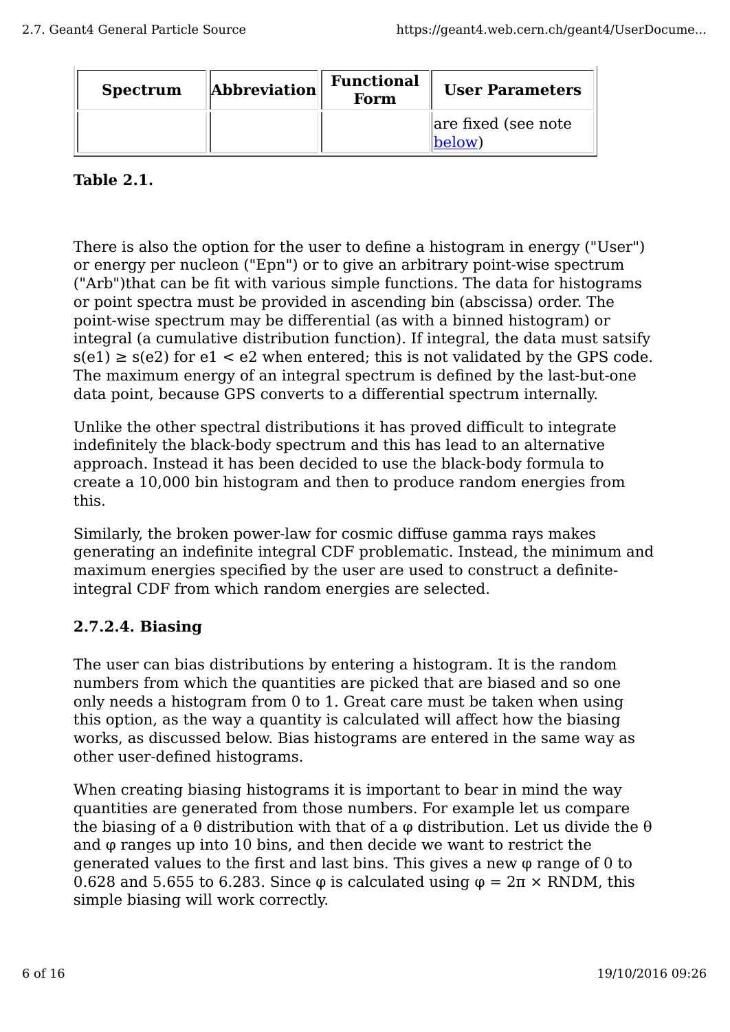| Spectrum | Abbreviation | Functional Form | User Parameters |
|---|---|---|---|
| | | | are fixed (see note below) |

**Table 2.1.**

There is also the option for the user to define a histogram in energy ("User") or energy per nucleon ("Epn") or to give an arbitrary point-wise spectrum ("Arb")that can be fit with various simple functions. The data for histograms or point spectra must be provided in ascending bin (abscissa) order. The point-wise spectrum may be differential (as with a binned histogram) or integral (a cumulative distribution function). If integral, the data must satsify $s(e1) \geq s(e2)$ for $e1 < e2$ when entered; this is not validated by the GPS code. The maximum energy of an integral spectrum is defined by the last-but-one data point, because GPS converts to a differential spectrum internally.

Unlike the other spectral distributions it has proved difficult to integrate indefinitely the black-body spectrum and this has lead to an alternative approach. Instead it has been decided to use the black-body formula to create a 10,000 bin histogram and then to produce random energies from this.

Similarly, the broken power-law for cosmic diffuse gamma rays makes generating an indefinite integral CDF problematic. Instead, the minimum and maximum energies specified by the user are used to construct a definite-integral CDF from which random energies are selected.

### 2.7.2.4. Biasing

The user can bias distributions by entering a histogram. It is the random numbers from which the quantities are picked that are biased and so one only needs a histogram from 0 to 1. Great care must be taken when using this option, as the way a quantity is calculated will affect how the biasing works, as discussed below. Bias histograms are entered in the same way as other user-defined histograms.

When creating biasing histograms it is important to bear in mind the way quantities are generated from those numbers. For example let us compare the biasing of a $\theta$ distribution with that of a $\varphi$ distribution. Let us divide the $\theta$ and $\varphi$ ranges up into 10 bins, and then decide we want to restrict the generated values to the first and last bins. This gives a new $\varphi$ range of 0 to 0.628 and 5.655 to 6.283. Since $\varphi$ is calculated using $\varphi = 2\pi \times \text{RNDM}$, this simple biasing will work correctly.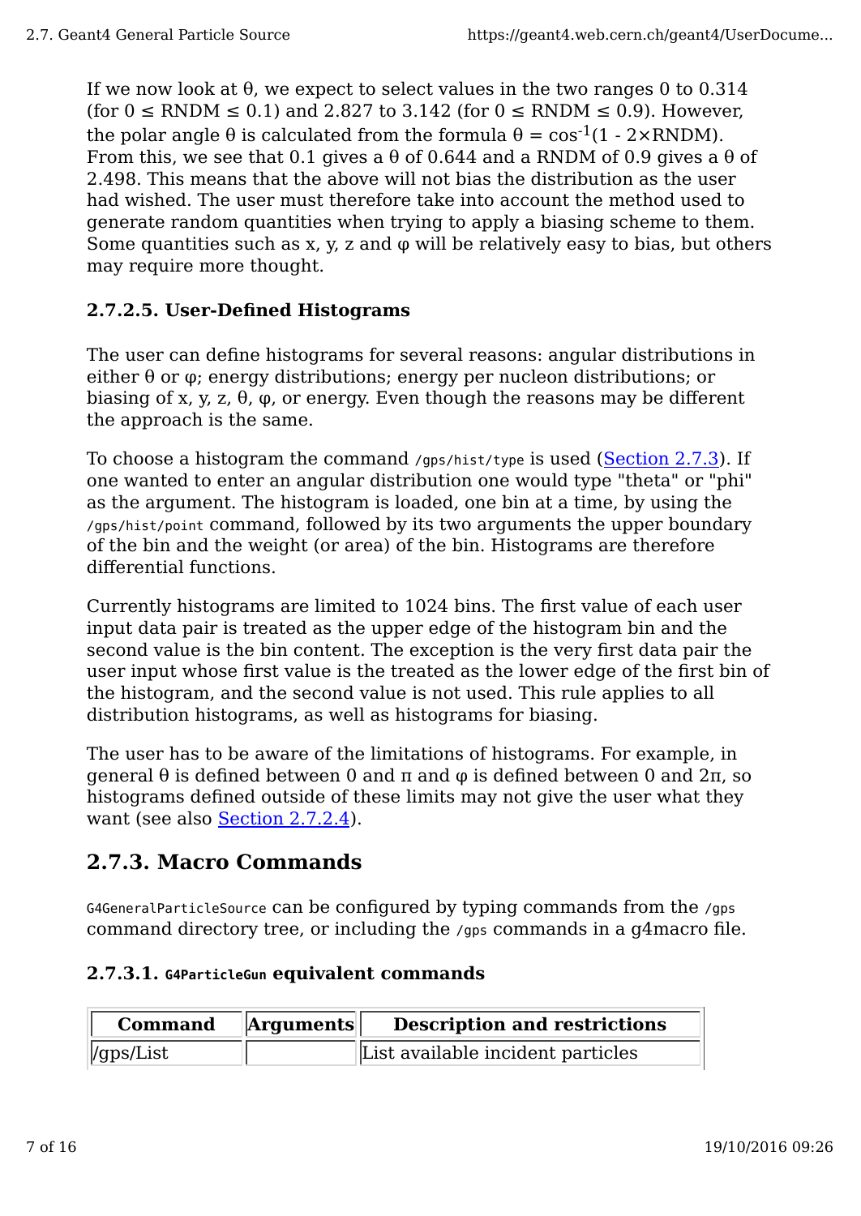If we now look at θ, we expect to select values in the two ranges 0 to 0.314 (for 0 ≤ RNDM ≤ 0.1) and 2.827 to 3.142 (for 0 ≤ RNDM ≤ 0.9). However, the polar angle θ is calculated from the formula $\theta = \cos^{-1}(1 - 2\times\text{RNDM})$. From this, we see that 0.1 gives a θ of 0.644 and a RNDM of 0.9 gives a θ of 2.498. This means that the above will not bias the distribution as the user had wished. The user must therefore take into account the method used to generate random quantities when trying to apply a biasing scheme to them. Some quantities such as x, y, z and φ will be relatively easy to bias, but others may require more thought.

### 2.7.2.5. User-Defined Histograms

The user can define histograms for several reasons: angular distributions in either θ or φ; energy distributions; energy per nucleon distributions; or biasing of x, y, z, θ, φ, or energy. Even though the reasons may be different the approach is the same.

To choose a histogram the command `/gps/hist/type` is used (Section 2.7.3). If one wanted to enter an angular distribution one would type "theta" or "phi" as the argument. The histogram is loaded, one bin at a time, by using the `/gps/hist/point` command, followed by its two arguments the upper boundary of the bin and the weight (or area) of the bin. Histograms are therefore differential functions.

Currently histograms are limited to 1024 bins. The first value of each user input data pair is treated as the upper edge of the histogram bin and the second value is the bin content. The exception is the very first data pair the user input whose first value is the treated as the lower edge of the first bin of the histogram, and the second value is not used. This rule applies to all distribution histograms, as well as histograms for biasing.

The user has to be aware of the limitations of histograms. For example, in general θ is defined between 0 and π and φ is defined between 0 and 2π, so histograms defined outside of these limits may not give the user what they want (see also Section 2.7.2.4).

## 2.7.3. Macro Commands

`G4GeneralParticleSource` can be configured by typing commands from the `/gps` command directory tree, or including the `/gps` commands in a g4macro file.

### 2.7.3.1. `G4ParticleGun` equivalent commands

| Command | Arguments | Description and restrictions |
|---|---|---|
| /gps/List | | List available incident particles |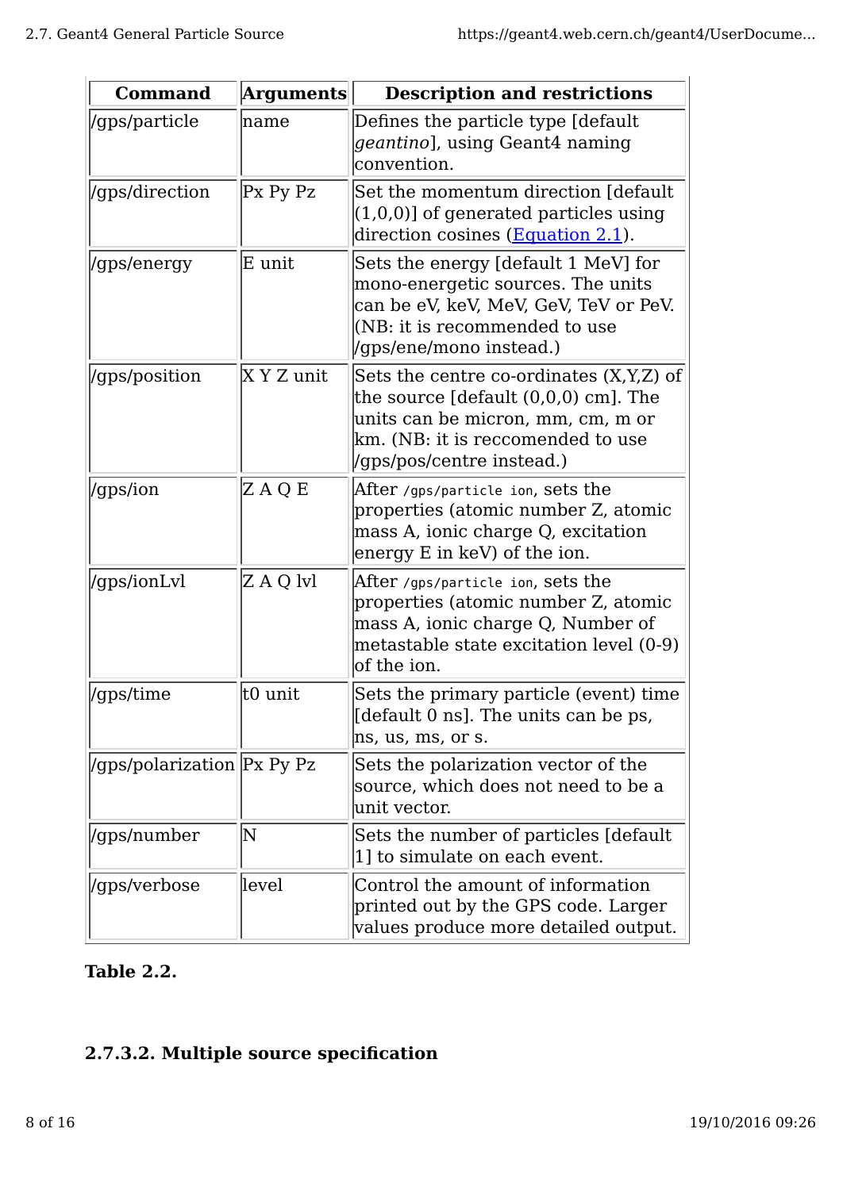| Command | Arguments | Description and restrictions |
|---|---|---|
| /gps/particle | name | Defines the particle type [default *geantino*], using Geant4 naming convention. |
| /gps/direction | Px Py Pz | Set the momentum direction [default (1,0,0)] of generated particles using direction cosines (Equation 2.1). |
| /gps/energy | E unit | Sets the energy [default 1 MeV] for mono-energetic sources. The units can be eV, keV, MeV, GeV, TeV or PeV. (NB: it is recommended to use /gps/ene/mono instead.) |
| /gps/position | X Y Z unit | Sets the centre co-ordinates (X,Y,Z) of the source [default (0,0,0) cm]. The units can be micron, mm, cm, m or km. (NB: it is reccomended to use /gps/pos/centre instead.) |
| /gps/ion | Z A Q E | After `/gps/particle ion`, sets the properties (atomic number Z, atomic mass A, ionic charge Q, excitation energy E in keV) of the ion. |
| /gps/ionLvl | Z A Q lvl | After `/gps/particle ion`, sets the properties (atomic number Z, atomic mass A, ionic charge Q, Number of metastable state excitation level (0-9) of the ion. |
| /gps/time | t0 unit | Sets the primary particle (event) time [default 0 ns]. The units can be ps, ns, us, ms, or s. |
| /gps/polarization | Px Py Pz | Sets the polarization vector of the source, which does not need to be a unit vector. |
| /gps/number | N | Sets the number of particles [default 1] to simulate on each event. |
| /gps/verbose | level | Control the amount of information printed out by the GPS code. Larger values produce more detailed output. |

**Table 2.2.**

### 2.7.3.2. Multiple source specification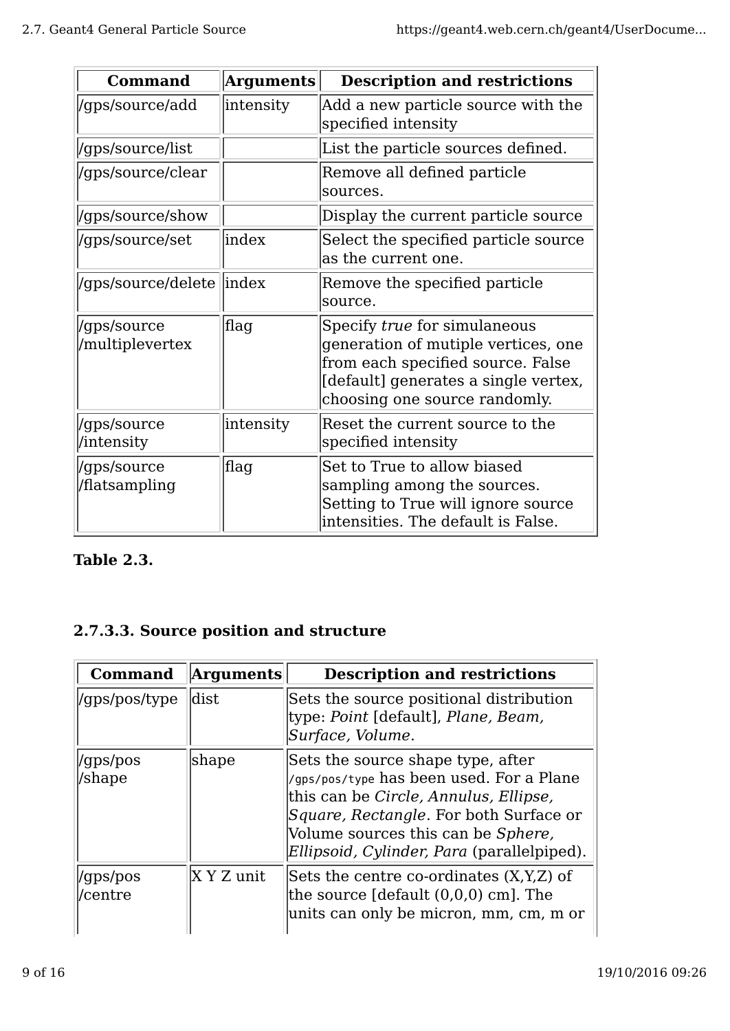| Command | Arguments | Description and restrictions |
| --- | --- | --- |
| /gps/source/add | intensity | Add a new particle source with the specified intensity |
| /gps/source/list | | List the particle sources defined. |
| /gps/source/clear | | Remove all defined particle sources. |
| /gps/source/show | | Display the current particle source |
| /gps/source/set | index | Select the specified particle source as the current one. |
| /gps/source/delete | index | Remove the specified particle source. |
| /gps/source /multiplevertex | flag | Specify *true* for simulaneous generation of mutiple vertices, one from each specified source. False [default] generates a single vertex, choosing one source randomly. |
| /gps/source /intensity | intensity | Reset the current source to the specified intensity |
| /gps/source /flatsampling | flag | Set to True to allow biased sampling among the sources. Setting to True will ignore source intensities. The default is False. |

**Table 2.3.**

### 2.7.3.3. Source position and structure

| Command | Arguments | Description and restrictions |
| --- | --- | --- |
| /gps/pos/type | dist | Sets the source positional distribution type: *Point* [default], *Plane, Beam, Surface, Volume*. |
| /gps/pos /shape | shape | Sets the source shape type, after `/gps/pos/type` has been used. For a Plane this can be *Circle, Annulus, Ellipse, Square, Rectangle*. For both Surface or Volume sources this can be *Sphere, Ellipsoid, Cylinder, Para* (parallelpiped). |
| /gps/pos /centre | X Y Z unit | Sets the centre co-ordinates (X,Y,Z) of the source [default (0,0,0) cm]. The units can only be micron, mm, cm, m or |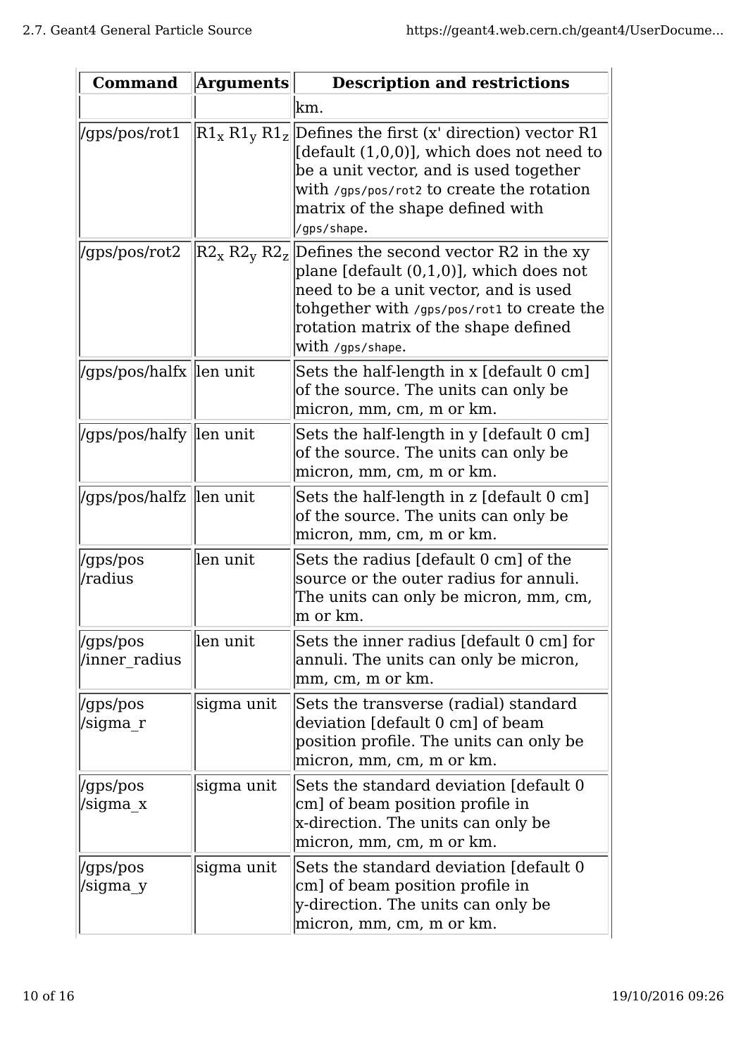| Command | Arguments | Description and restrictions |
| --- | --- | --- |
| | | km. |
| /gps/pos/rot1 | $R1_x$ $R1_y$ $R1_z$ | Defines the first (x' direction) vector R1 [default (1,0,0)], which does not need to be a unit vector, and is used together with `/gps/pos/rot2` to create the rotation matrix of the shape defined with `/gps/shape`. |
| /gps/pos/rot2 | $R2_x$ $R2_y$ $R2_z$ | Defines the second vector R2 in the xy plane [default (0,1,0)], which does not need to be a unit vector, and is used tohgether with `/gps/pos/rot1` to create the rotation matrix of the shape defined with `/gps/shape`. |
| /gps/pos/halfx | len unit | Sets the half-length in x [default 0 cm] of the source. The units can only be micron, mm, cm, m or km. |
| /gps/pos/halfy | len unit | Sets the half-length in y [default 0 cm] of the source. The units can only be micron, mm, cm, m or km. |
| /gps/pos/halfz | len unit | Sets the half-length in z [default 0 cm] of the source. The units can only be micron, mm, cm, m or km. |
| /gps/pos/radius | len unit | Sets the radius [default 0 cm] of the source or the outer radius for annuli. The units can only be micron, mm, cm, m or km. |
| /gps/pos/inner_radius | len unit | Sets the inner radius [default 0 cm] for annuli. The units can only be micron, mm, cm, m or km. |
| /gps/pos/sigma_r | sigma unit | Sets the transverse (radial) standard deviation [default 0 cm] of beam position profile. The units can only be micron, mm, cm, m or km. |
| /gps/pos/sigma_x | sigma unit | Sets the standard deviation [default 0 cm] of beam position profile in x-direction. The units can only be micron, mm, cm, m or km. |
| /gps/pos/sigma_y | sigma unit | Sets the standard deviation [default 0 cm] of beam position profile in y-direction. The units can only be micron, mm, cm, m or km. |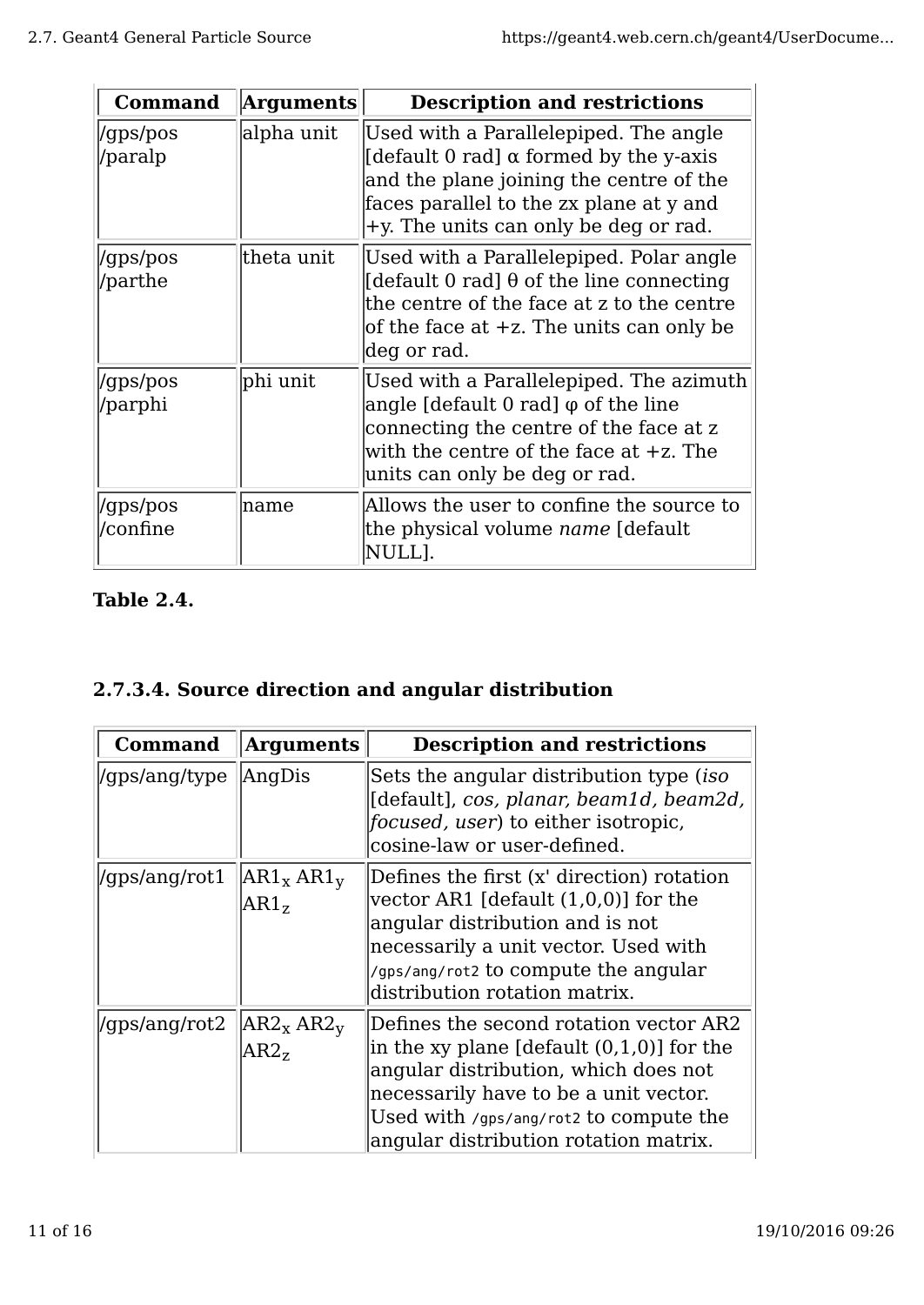| Command | Arguments | Description and restrictions |
|---|---|---|
| /gps/pos /paralp | alpha unit | Used with a Parallelepiped. The angle [default 0 rad] α formed by the y-axis and the plane joining the centre of the faces parallel to the zx plane at y and +y. The units can only be deg or rad. |
| /gps/pos /parthe | theta unit | Used with a Parallelepiped. Polar angle [default 0 rad] θ of the line connecting the centre of the face at z to the centre of the face at +z. The units can only be deg or rad. |
| /gps/pos /parphi | phi unit | Used with a Parallelepiped. The azimuth angle [default 0 rad] φ of the line connecting the centre of the face at z with the centre of the face at +z. The units can only be deg or rad. |
| /gps/pos /confine | name | Allows the user to confine the source to the physical volume *name* [default NULL]. |

**Table 2.4.**

### 2.7.3.4. Source direction and angular distribution

| Command | Arguments | Description and restrictions |
|---|---|---|
| /gps/ang/type | AngDis | Sets the angular distribution type (*iso* [default], *cos, planar, beam1d, beam2d, focused, user*) to either isotropic, cosine-law or user-defined. |
| /gps/ang/rot1 | $AR1_x$ $AR1_y$ $AR1_z$ | Defines the first (x' direction) rotation vector AR1 [default (1,0,0)] for the angular distribution and is not necessarily a unit vector. Used with `/gps/ang/rot2` to compute the angular distribution rotation matrix. |
| /gps/ang/rot2 | $AR2_x$ $AR2_y$ $AR2_z$ | Defines the second rotation vector AR2 in the xy plane [default (0,1,0)] for the angular distribution, which does not necessarily have to be a unit vector. Used with `/gps/ang/rot2` to compute the angular distribution rotation matrix. |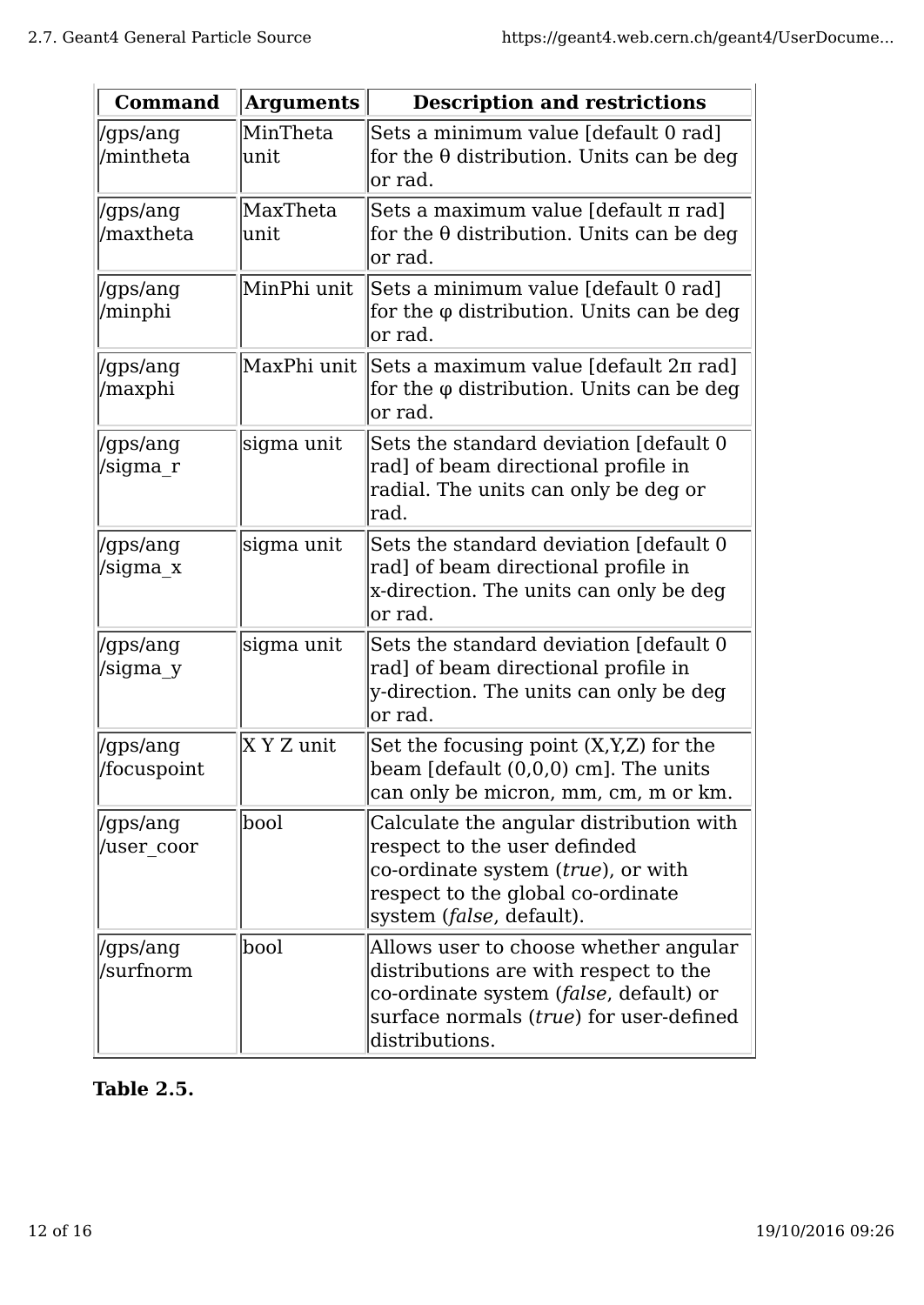| Command | Arguments | Description and restrictions |
|---|---|---|
| /gps/ang/mintheta | MinTheta unit | Sets a minimum value [default 0 rad] for the θ distribution. Units can be deg or rad. |
| /gps/ang/maxtheta | MaxTheta unit | Sets a maximum value [default π rad] for the θ distribution. Units can be deg or rad. |
| /gps/ang/minphi | MinPhi unit | Sets a minimum value [default 0 rad] for the φ distribution. Units can be deg or rad. |
| /gps/ang/maxphi | MaxPhi unit | Sets a maximum value [default 2π rad] for the φ distribution. Units can be deg or rad. |
| /gps/ang/sigma_r | sigma unit | Sets the standard deviation [default 0 rad] of beam directional profile in radial. The units can only be deg or rad. |
| /gps/ang/sigma_x | sigma unit | Sets the standard deviation [default 0 rad] of beam directional profile in x-direction. The units can only be deg or rad. |
| /gps/ang/sigma_y | sigma unit | Sets the standard deviation [default 0 rad] of beam directional profile in y-direction. The units can only be deg or rad. |
| /gps/ang/focuspoint | X Y Z unit | Set the focusing point (X,Y,Z) for the beam [default (0,0,0) cm]. The units can only be micron, mm, cm, m or km. |
| /gps/ang/user_coor | bool | Calculate the angular distribution with respect to the user definded co-ordinate system (*true*), or with respect to the global co-ordinate system (*false*, default). |
| /gps/ang/surfnorm | bool | Allows user to choose whether angular distributions are with respect to the co-ordinate system (*false*, default) or surface normals (*true*) for user-defined distributions. |

**Table 2.5.**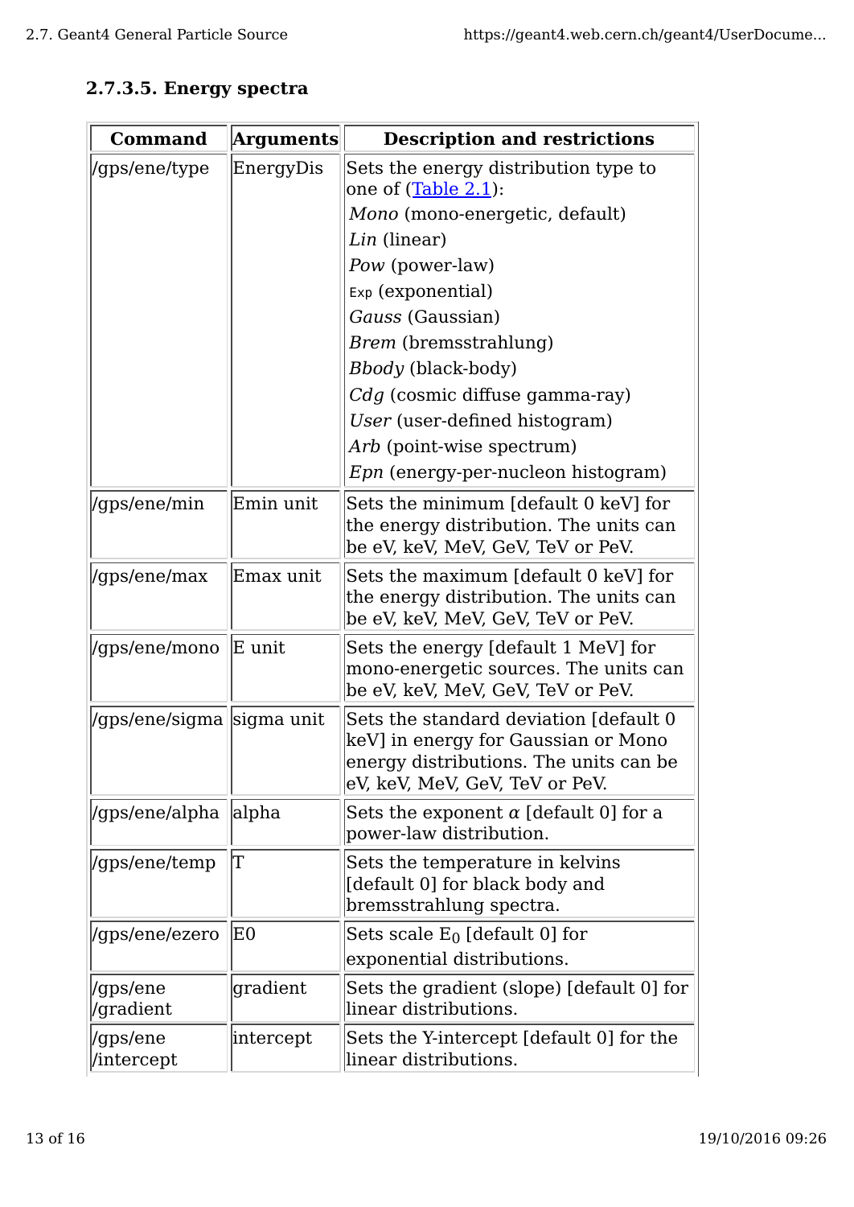### 2.7.3.5. Energy spectra

| Command | Arguments | Description and restrictions |
| --- | --- | --- |
| /gps/ene/type | EnergyDis | Sets the energy distribution type to one of (Table 2.1):<br>*Mono* (mono-energetic, default)<br>*Lin* (linear)<br>*Pow* (power-law)<br>Exp (exponential)<br>*Gauss* (Gaussian)<br>*Brem* (bremsstrahlung)<br>*Bbody* (black-body)<br>*Cdg* (cosmic diffuse gamma-ray)<br>*User* (user-defined histogram)<br>*Arb* (point-wise spectrum)<br>*Epn* (energy-per-nucleon histogram) |
| /gps/ene/min | Emin unit | Sets the minimum [default 0 keV] for the energy distribution. The units can be eV, keV, MeV, GeV, TeV or PeV. |
| /gps/ene/max | Emax unit | Sets the maximum [default 0 keV] for the energy distribution. The units can be eV, keV, MeV, GeV, TeV or PeV. |
| /gps/ene/mono | E unit | Sets the energy [default 1 MeV] for mono-energetic sources. The units can be eV, keV, MeV, GeV, TeV or PeV. |
| /gps/ene/sigma | sigma unit | Sets the standard deviation [default 0 keV] in energy for Gaussian or Mono energy distributions. The units can be eV, keV, MeV, GeV, TeV or PeV. |
| /gps/ene/alpha | alpha | Sets the exponent $\alpha$ [default 0] for a power-law distribution. |
| /gps/ene/temp | T | Sets the temperature in kelvins [default 0] for black body and bremsstrahlung spectra. |
| /gps/ene/ezero | E0 | Sets scale $E_0$ [default 0] for exponential distributions. |
| /gps/ene/gradient | gradient | Sets the gradient (slope) [default 0] for linear distributions. |
| /gps/ene/intercept | intercept | Sets the Y-intercept [default 0] for the linear distributions. |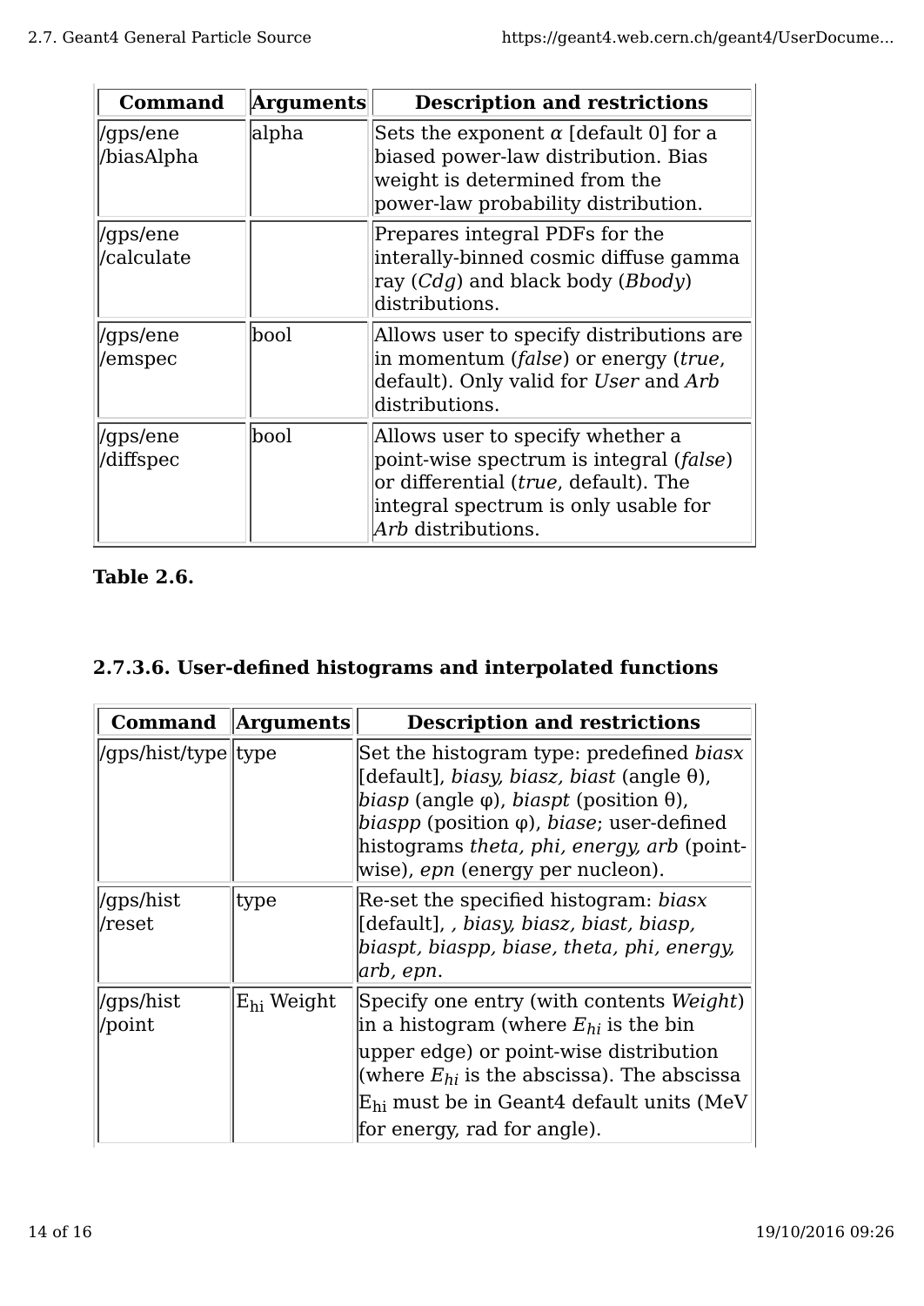| Command | Arguments | Description and restrictions |
| --- | --- | --- |
| /gps/ene /biasAlpha | alpha | Sets the exponent $\alpha$ [default 0] for a biased power-law distribution. Bias weight is determined from the power-law probability distribution. |
| /gps/ene /calculate | | Prepares integral PDFs for the interally-binned cosmic diffuse gamma ray (*Cdg*) and black body (*Bbody*) distributions. |
| /gps/ene /emspec | bool | Allows user to specify distributions are in momentum (*false*) or energy (*true*, default). Only valid for *User* and *Arb* distributions. |
| /gps/ene /diffspec | bool | Allows user to specify whether a point-wise spectrum is integral (*false*) or differential (*true*, default). The integral spectrum is only usable for *Arb* distributions. |

**Table 2.6.**

### 2.7.3.6. User-defined histograms and interpolated functions

| Command | Arguments | Description and restrictions |
| --- | --- | --- |
| /gps/hist/type | type | Set the histogram type: predefined *biasx* [default], *biasy, biasz, biast* (angle θ), *biasp* (angle φ), *biaspt* (position θ), *biaspp* (position φ), *biase*; user-defined histograms *theta, phi, energy, arb* (point-wise), *epn* (energy per nucleon). |
| /gps/hist /reset | type | Re-set the specified histogram: *biasx* [default], *, biasy, biasz, biast, biasp, biaspt, biaspp, biase, theta, phi, energy, arb, epn*. |
| /gps/hist /point | $E_{hi}$ Weight | Specify one entry (with contents *Weight*) in a histogram (where $E_{hi}$ is the bin upper edge) or point-wise distribution (where $E_{hi}$ is the abscissa). The abscissa $E_{hi}$ must be in Geant4 default units (MeV for energy, rad for angle). |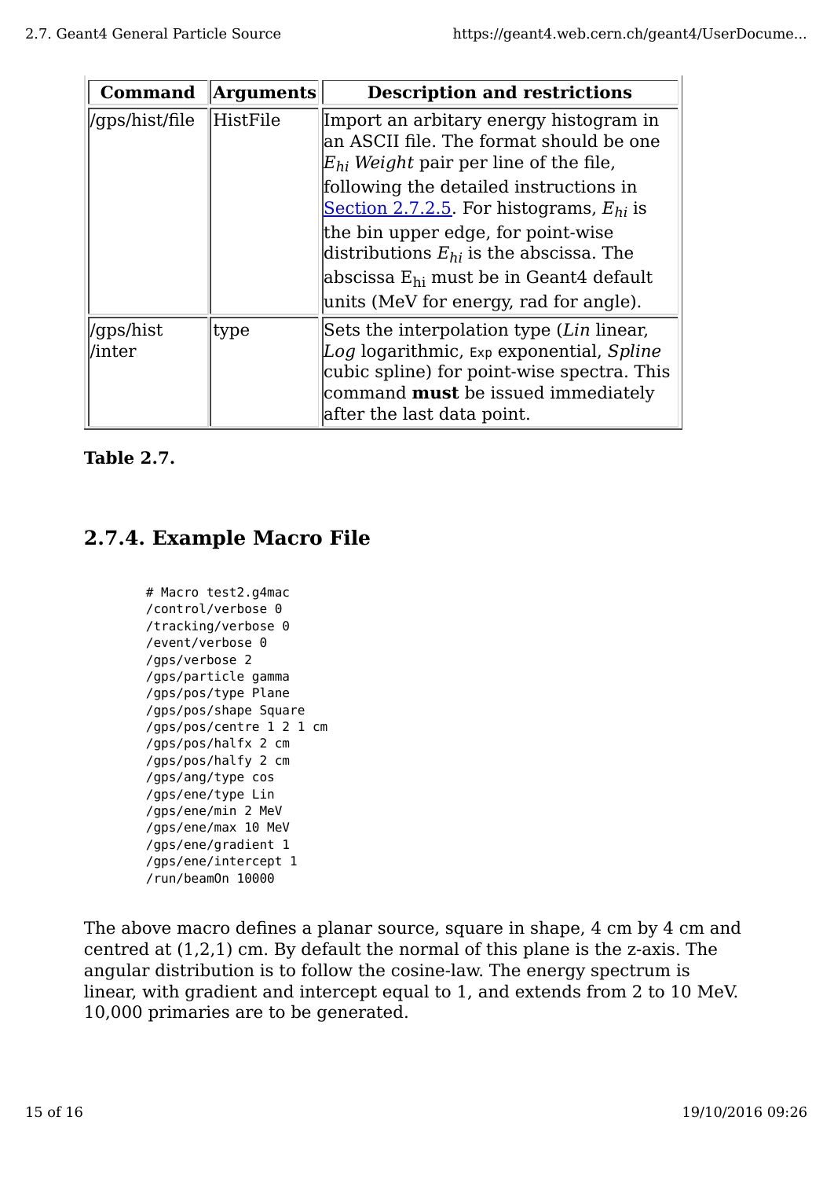| Command | Arguments | Description and restrictions |
|---|---|---|
| /gps/hist/file | HistFile | Import an arbitary energy histogram in an ASCII file. The format should be one $E_{hi}$ *Weight* pair per line of the file, following the detailed instructions in [Section 2.7.2.5](). For histograms, $E_{hi}$ is the bin upper edge, for point-wise distributions $E_{hi}$ is the abscissa. The abscissa $E_{hi}$ must be in Geant4 default units (MeV for energy, rad for angle). |
| /gps/hist /inter | type | Sets the interpolation type (*Lin* linear, *Log* logarithmic, Exp exponential, *Spline* cubic spline) for point-wise spectra. This command **must** be issued immediately after the last data point. |

**Table 2.7.**

## 2.7.4. Example Macro File

```
# Macro test2.g4mac
/control/verbose 0
/tracking/verbose 0
/event/verbose 0
/gps/verbose 2
/gps/particle gamma
/gps/pos/type Plane
/gps/pos/shape Square
/gps/pos/centre 1 2 1 cm
/gps/pos/halfx 2 cm
/gps/pos/halfy 2 cm
/gps/ang/type cos
/gps/ene/type Lin
/gps/ene/min 2 MeV
/gps/ene/max 10 MeV
/gps/ene/gradient 1
/gps/ene/intercept 1
/run/beamOn 10000
```

The above macro defines a planar source, square in shape, 4 cm by 4 cm and centred at (1,2,1) cm. By default the normal of this plane is the z-axis. The angular distribution is to follow the cosine-law. The energy spectrum is linear, with gradient and intercept equal to 1, and extends from 2 to 10 MeV. 10,000 primaries are to be generated.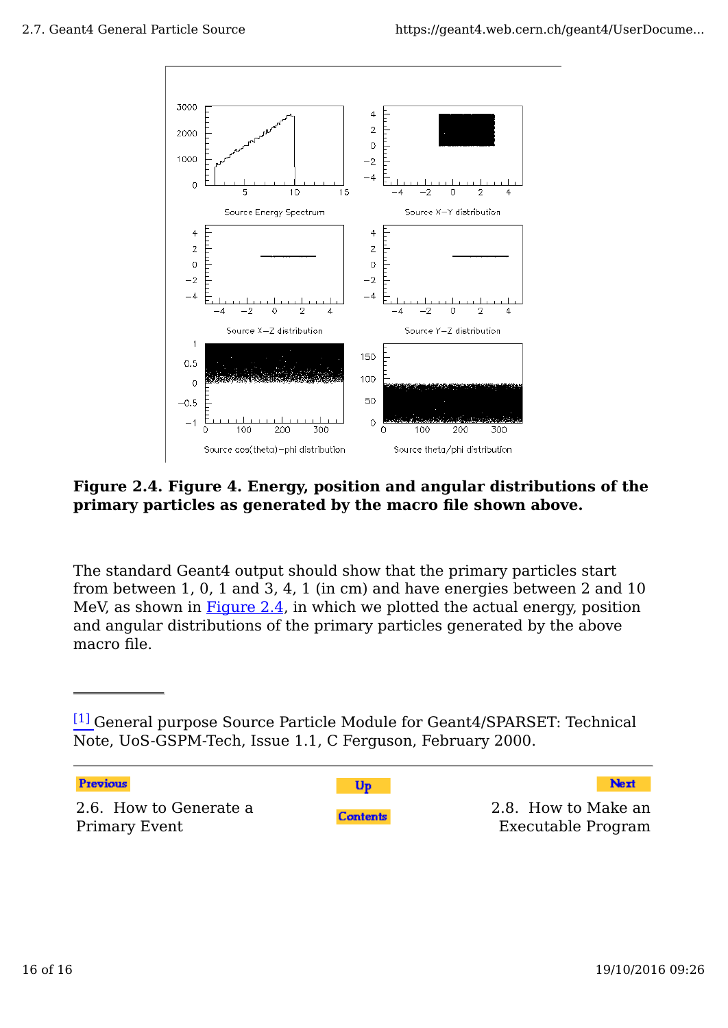3000
2000
1000
0
5
10
15
Source Energy Spectrum

4
2
0
−2
−4
−4
−2
0
2
4
Source X−Y distribution

4
2
0
−2
−4
−4
−2
0
2
4
Source X−Z distribution

4
2
0
−2
−4
−4
−2
0
2
4
Source Y−Z distribution

1
0.5
0
−0.5
−1
0
100
200
300
Source cos(theta)−phi distribution

150
100
50
0
0
100
200
300
Source theta/phi distribution

**Figure 2.4. Figure 4. Energy, position and angular distributions of the primary particles as generated by the macro file shown above.**

The standard Geant4 output should show that the primary particles start from between 1, 0, 1 and 3, 4, 1 (in cm) and have energies between 2 and 10 MeV, as shown in Figure 2.4, in which we plotted the actual energy, position and angular distributions of the primary particles generated by the above macro file.

---

[1] General purpose Source Particle Module for Geant4/SPARSET: Technical Note, UoS-GSPM-Tech, Issue 1.1, C Ferguson, February 2000.

---

| Previous | Up | Next |
|---|---|---|
| 2.6. How to Generate a Primary Event | Contents | 2.8. How to Make an Executable Program |